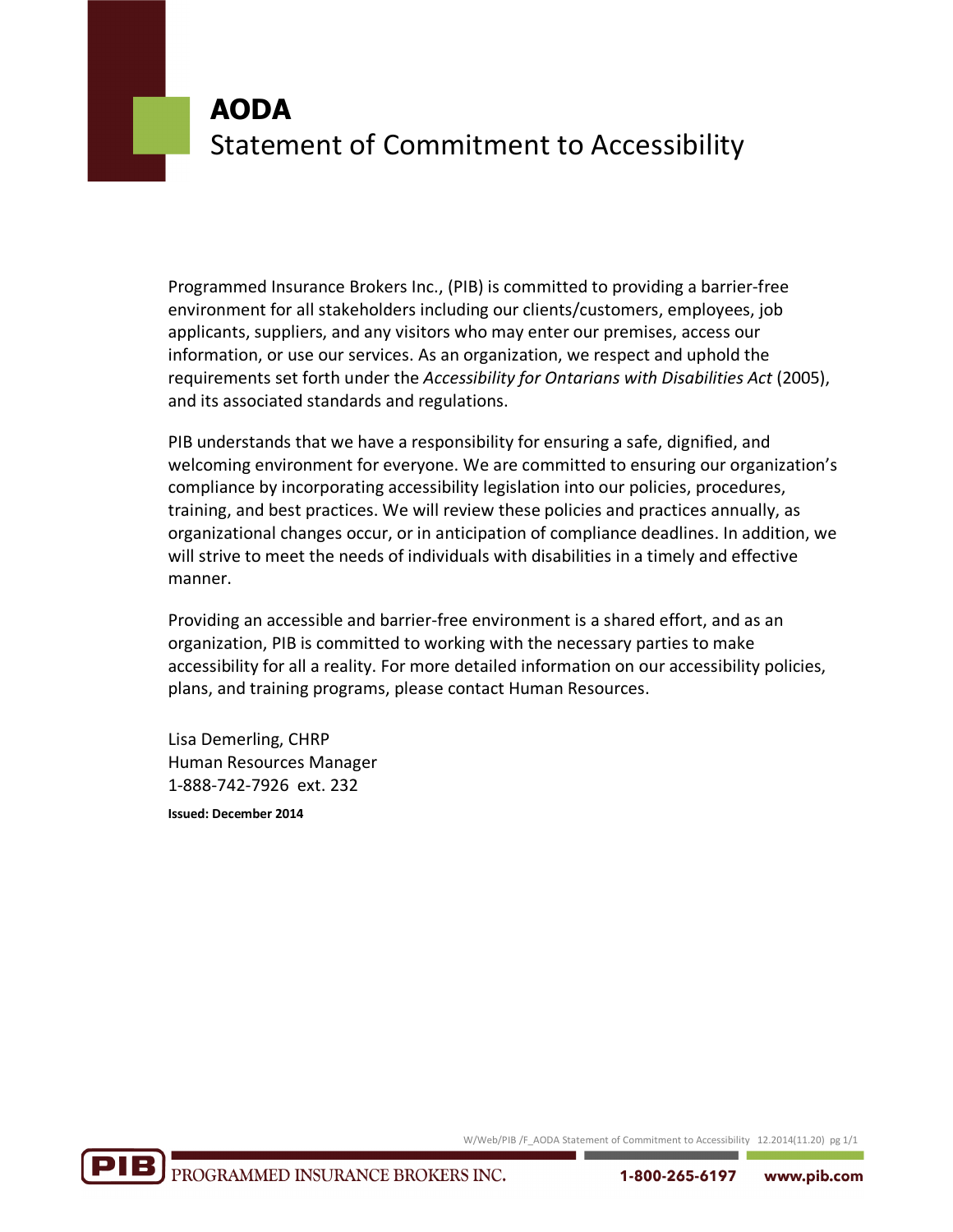# AODA
## Statement of Commitment to Accessibility

Programmed Insurance Brokers Inc., (PIB) is committed to providing a barrier-free environment for all stakeholders including our clients/customers, employees, job applicants, suppliers, and any visitors who may enter our premises, access our information, or use our services. As an organization, we respect and uphold the requirements set forth under the *Accessibility for Ontarians with Disabilities Act* (2005), and its associated standards and regulations.

PIB understands that we have a responsibility for ensuring a safe, dignified, and welcoming environment for everyone. We are committed to ensuring our organization's compliance by incorporating accessibility legislation into our policies, procedures, training, and best practices. We will review these policies and practices annually, as organizational changes occur, or in anticipation of compliance deadlines. In addition, we will strive to meet the needs of individuals with disabilities in a timely and effective manner.

Providing an accessible and barrier-free environment is a shared effort, and as an organization, PIB is committed to working with the necessary parties to make accessibility for all a reality. For more detailed information on our accessibility policies, plans, and training programs, please contact Human Resources.

Lisa Demerling, CHRP
Human Resources Manager
1-888-742-7926 ext. 232

**Issued: December 2014**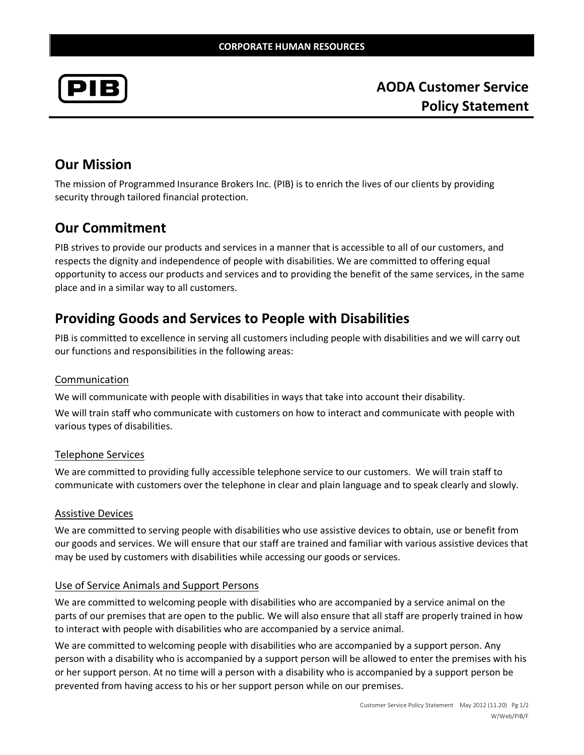CORPORATE HUMAN RESOURCES

PIB

# AODA Customer Service Policy Statement

## Our Mission

The mission of Programmed Insurance Brokers Inc. (PIB) is to enrich the lives of our clients by providing security through tailored financial protection.

## Our Commitment

PIB strives to provide our products and services in a manner that is accessible to all of our customers, and respects the dignity and independence of people with disabilities. We are committed to offering equal opportunity to access our products and services and to providing the benefit of the same services, in the same place and in a similar way to all customers.

## Providing Goods and Services to People with Disabilities

PIB is committed to excellence in serving all customers including people with disabilities and we will carry out our functions and responsibilities in the following areas:

### Communication

We will communicate with people with disabilities in ways that take into account their disability.

We will train staff who communicate with customers on how to interact and communicate with people with various types of disabilities.

### Telephone Services

We are committed to providing fully accessible telephone service to our customers. We will train staff to communicate with customers over the telephone in clear and plain language and to speak clearly and slowly.

### Assistive Devices

We are committed to serving people with disabilities who use assistive devices to obtain, use or benefit from our goods and services. We will ensure that our staff are trained and familiar with various assistive devices that may be used by customers with disabilities while accessing our goods or services.

### Use of Service Animals and Support Persons

We are committed to welcoming people with disabilities who are accompanied by a service animal on the parts of our premises that are open to the public. We will also ensure that all staff are properly trained in how to interact with people with disabilities who are accompanied by a service animal.

We are committed to welcoming people with disabilities who are accompanied by a support person. Any person with a disability who is accompanied by a support person will be allowed to enter the premises with his or her support person. At no time will a person with a disability who is accompanied by a support person be prevented from having access to his or her support person while on our premises.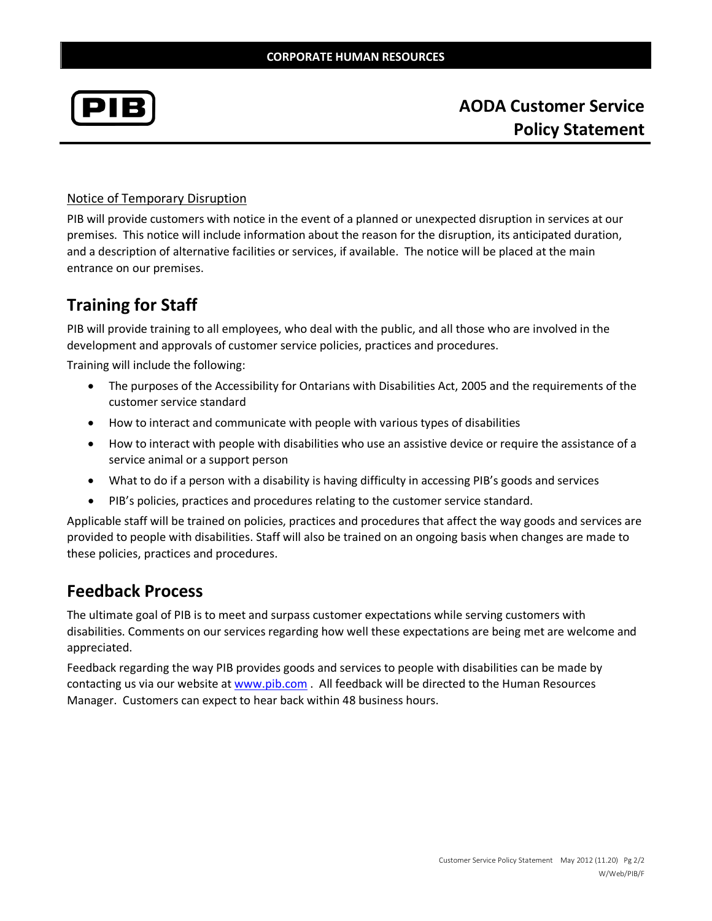#### Notice of Temporary Disruption

PIB will provide customers with notice in the event of a planned or unexpected disruption in services at our premises. This notice will include information about the reason for the disruption, its anticipated duration, and a description of alternative facilities or services, if available. The notice will be placed at the main entrance on our premises.

## Training for Staff

PIB will provide training to all employees, who deal with the public, and all those who are involved in the development and approvals of customer service policies, practices and procedures.

Training will include the following:

- The purposes of the Accessibility for Ontarians with Disabilities Act, 2005 and the requirements of the customer service standard
- How to interact and communicate with people with various types of disabilities
- How to interact with people with disabilities who use an assistive device or require the assistance of a service animal or a support person
- What to do if a person with a disability is having difficulty in accessing PIB's goods and services
- PIB's policies, practices and procedures relating to the customer service standard.

Applicable staff will be trained on policies, practices and procedures that affect the way goods and services are provided to people with disabilities. Staff will also be trained on an ongoing basis when changes are made to these policies, practices and procedures.

## Feedback Process

The ultimate goal of PIB is to meet and surpass customer expectations while serving customers with disabilities. Comments on our services regarding how well these expectations are being met are welcome and appreciated.

Feedback regarding the way PIB provides goods and services to people with disabilities can be made by contacting us via our website at www.pib.com . All feedback will be directed to the Human Resources Manager. Customers can expect to hear back within 48 business hours.